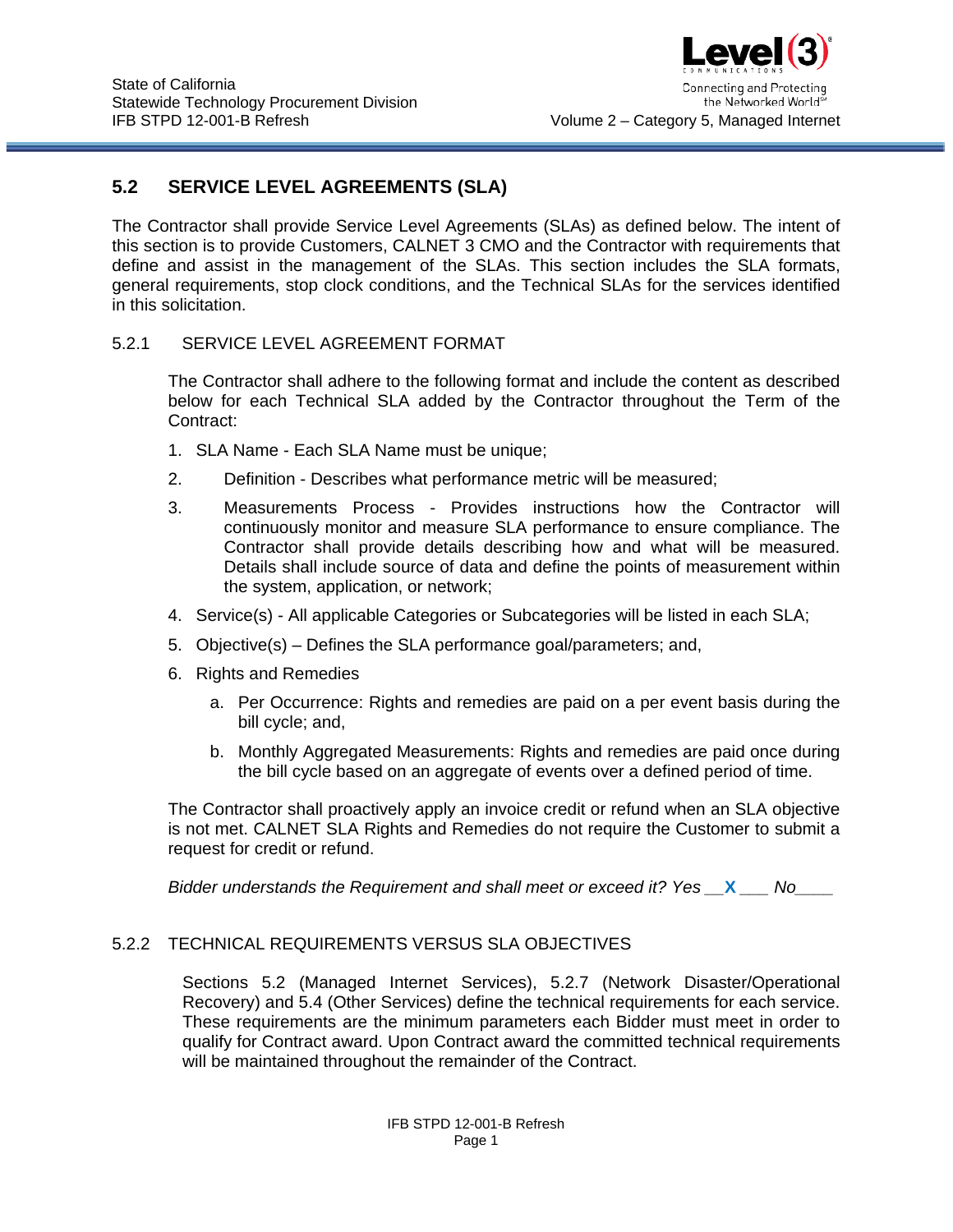## 5.2 SERVICE LEVEL AGREEMENTS (SLA)

The Contractor shall provide Service Level Agreements (SLAs) as defined below. The intent of this section is to provide Customers, CALNET 3 CMO and the Contractor with requirements that define and assist in the management of the SLAs. This section includes the SLA formats, general requirements, stop clock conditions, and the Technical SLAs for the services identified in this solicitation.

### 5.2.1 SERVICE LEVEL AGREEMENT FORMAT

The Contractor shall adhere to the following format and include the content as described below for each Technical SLA added by the Contractor throughout the Term of the Contract:

1. SLA Name - Each SLA Name must be unique;
2. Definition - Describes what performance metric will be measured;
3. Measurements Process - Provides instructions how the Contractor will continuously monitor and measure SLA performance to ensure compliance. The Contractor shall provide details describing how and what will be measured. Details shall include source of data and define the points of measurement within the system, application, or network;
4. Service(s) - All applicable Categories or Subcategories will be listed in each SLA;
5. Objective(s) – Defines the SLA performance goal/parameters; and,
6. Rights and Remedies
   a. Per Occurrence: Rights and remedies are paid on a per event basis during the bill cycle; and,
   b. Monthly Aggregated Measurements: Rights and remedies are paid once during the bill cycle based on an aggregate of events over a defined period of time.

The Contractor shall proactively apply an invoice credit or refund when an SLA objective is not met. CALNET SLA Rights and Remedies do not require the Customer to submit a request for credit or refund.

*Bidder understands the Requirement and shall meet or exceed it? Yes \_\_**X**\_\_\_ No\_\_\_\_*

### 5.2.2 TECHNICAL REQUIREMENTS VERSUS SLA OBJECTIVES

Sections 5.2 (Managed Internet Services), 5.2.7 (Network Disaster/Operational Recovery) and 5.4 (Other Services) define the technical requirements for each service. These requirements are the minimum parameters each Bidder must meet in order to qualify for Contract award. Upon Contract award the committed technical requirements will be maintained throughout the remainder of the Contract.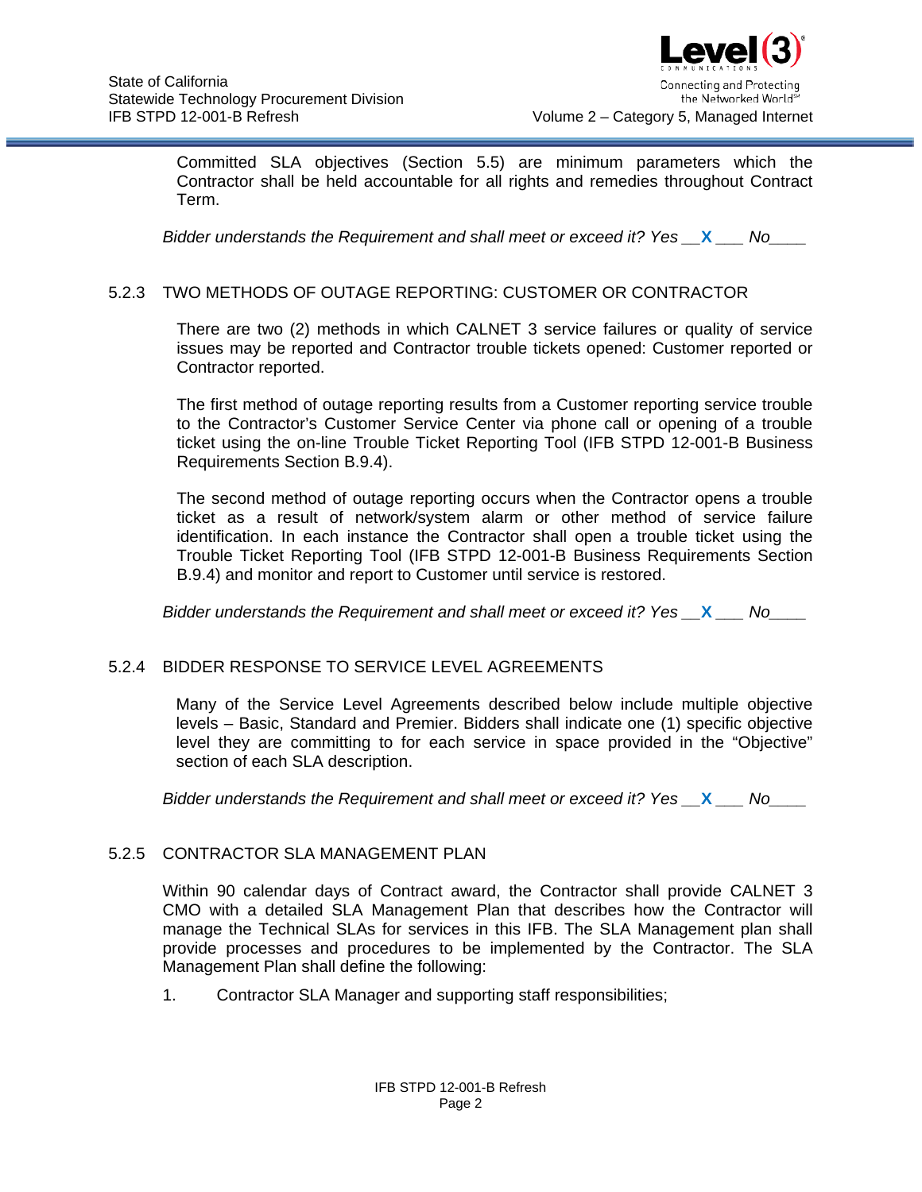Committed SLA objectives (Section 5.5) are minimum parameters which the Contractor shall be held accountable for all rights and remedies throughout Contract Term.

*Bidder understands the Requirement and shall meet or exceed it? Yes \_\_**X**\_\_\_ No\_\_\_\_*

### 5.2.3 TWO METHODS OF OUTAGE REPORTING: CUSTOMER OR CONTRACTOR

There are two (2) methods in which CALNET 3 service failures or quality of service issues may be reported and Contractor trouble tickets opened: Customer reported or Contractor reported.

The first method of outage reporting results from a Customer reporting service trouble to the Contractor's Customer Service Center via phone call or opening of a trouble ticket using the on-line Trouble Ticket Reporting Tool (IFB STPD 12-001-B Business Requirements Section B.9.4).

The second method of outage reporting occurs when the Contractor opens a trouble ticket as a result of network/system alarm or other method of service failure identification. In each instance the Contractor shall open a trouble ticket using the Trouble Ticket Reporting Tool (IFB STPD 12-001-B Business Requirements Section B.9.4) and monitor and report to Customer until service is restored.

*Bidder understands the Requirement and shall meet or exceed it? Yes \_\_**X**\_\_\_ No\_\_\_\_*

### 5.2.4 BIDDER RESPONSE TO SERVICE LEVEL AGREEMENTS

Many of the Service Level Agreements described below include multiple objective levels – Basic, Standard and Premier. Bidders shall indicate one (1) specific objective level they are committing to for each service in space provided in the "Objective" section of each SLA description.

*Bidder understands the Requirement and shall meet or exceed it? Yes \_\_**X**\_\_\_ No\_\_\_\_*

### 5.2.5 CONTRACTOR SLA MANAGEMENT PLAN

Within 90 calendar days of Contract award, the Contractor shall provide CALNET 3 CMO with a detailed SLA Management Plan that describes how the Contractor will manage the Technical SLAs for services in this IFB. The SLA Management plan shall provide processes and procedures to be implemented by the Contractor. The SLA Management Plan shall define the following:

1. Contractor SLA Manager and supporting staff responsibilities;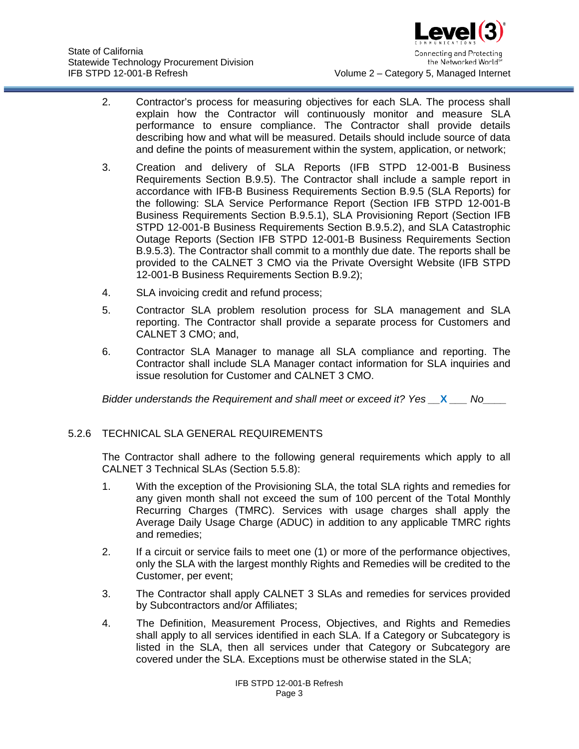2. Contractor's process for measuring objectives for each SLA. The process shall explain how the Contractor will continuously monitor and measure SLA performance to ensure compliance. The Contractor shall provide details describing how and what will be measured. Details should include source of data and define the points of measurement within the system, application, or network;

3. Creation and delivery of SLA Reports (IFB STPD 12-001-B Business Requirements Section B.9.5). The Contractor shall include a sample report in accordance with IFB-B Business Requirements Section B.9.5 (SLA Reports) for the following: SLA Service Performance Report (Section IFB STPD 12-001-B Business Requirements Section B.9.5.1), SLA Provisioning Report (Section IFB STPD 12-001-B Business Requirements Section B.9.5.2), and SLA Catastrophic Outage Reports (Section IFB STPD 12-001-B Business Requirements Section B.9.5.3). The Contractor shall commit to a monthly due date. The reports shall be provided to the CALNET 3 CMO via the Private Oversight Website (IFB STPD 12-001-B Business Requirements Section B.9.2);

4. SLA invoicing credit and refund process;

5. Contractor SLA problem resolution process for SLA management and SLA reporting. The Contractor shall provide a separate process for Customers and CALNET 3 CMO; and,

6. Contractor SLA Manager to manage all SLA compliance and reporting. The Contractor shall include SLA Manager contact information for SLA inquiries and issue resolution for Customer and CALNET 3 CMO.

*Bidder understands the Requirement and shall meet or exceed it? Yes __X___ No____*

## 5.2.6 TECHNICAL SLA GENERAL REQUIREMENTS

The Contractor shall adhere to the following general requirements which apply to all CALNET 3 Technical SLAs (Section 5.5.8):

1. With the exception of the Provisioning SLA, the total SLA rights and remedies for any given month shall not exceed the sum of 100 percent of the Total Monthly Recurring Charges (TMRC). Services with usage charges shall apply the Average Daily Usage Charge (ADUC) in addition to any applicable TMRC rights and remedies;

2. If a circuit or service fails to meet one (1) or more of the performance objectives, only the SLA with the largest monthly Rights and Remedies will be credited to the Customer, per event;

3. The Contractor shall apply CALNET 3 SLAs and remedies for services provided by Subcontractors and/or Affiliates;

4. The Definition, Measurement Process, Objectives, and Rights and Remedies shall apply to all services identified in each SLA. If a Category or Subcategory is listed in the SLA, then all services under that Category or Subcategory are covered under the SLA. Exceptions must be otherwise stated in the SLA;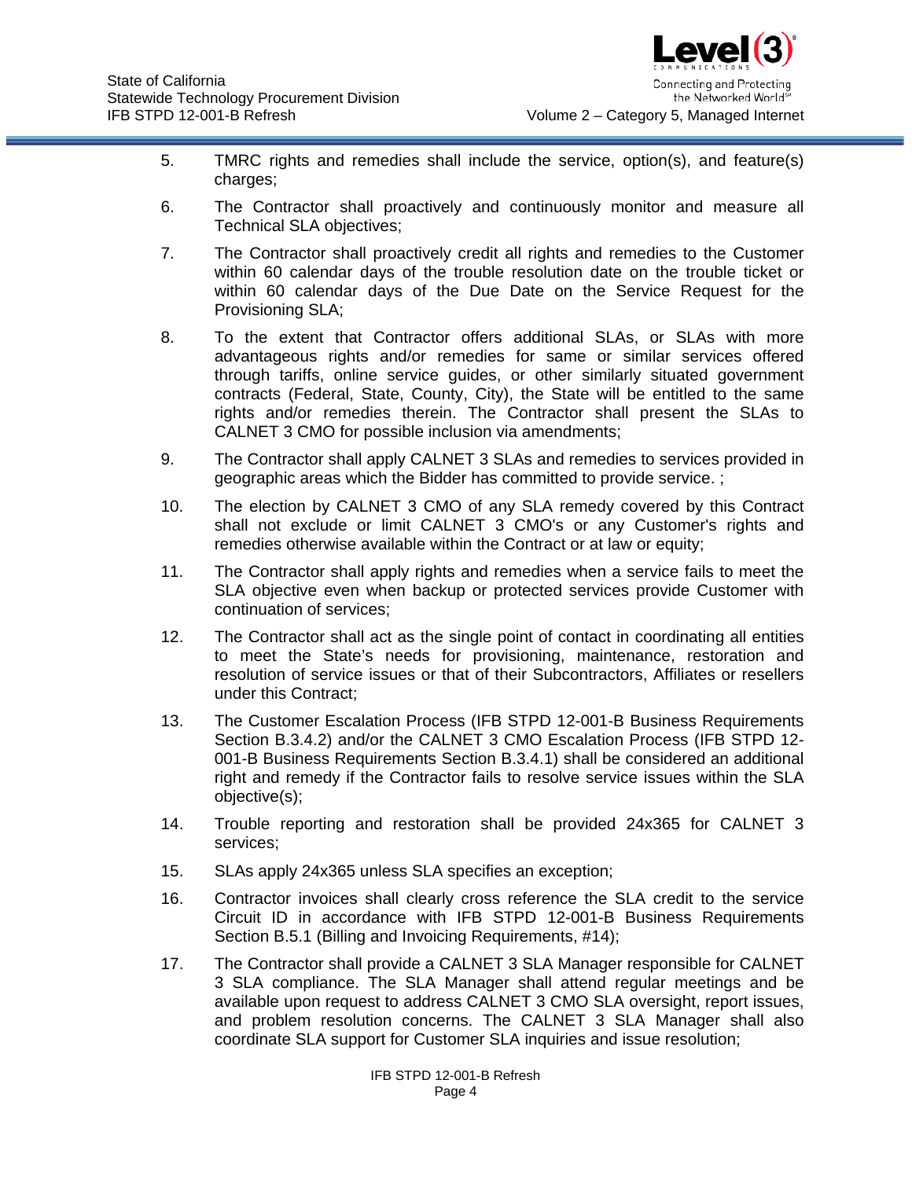5. TMRC rights and remedies shall include the service, option(s), and feature(s) charges;

6. The Contractor shall proactively and continuously monitor and measure all Technical SLA objectives;

7. The Contractor shall proactively credit all rights and remedies to the Customer within 60 calendar days of the trouble resolution date on the trouble ticket or within 60 calendar days of the Due Date on the Service Request for the Provisioning SLA;

8. To the extent that Contractor offers additional SLAs, or SLAs with more advantageous rights and/or remedies for same or similar services offered through tariffs, online service guides, or other similarly situated government contracts (Federal, State, County, City), the State will be entitled to the same rights and/or remedies therein. The Contractor shall present the SLAs to CALNET 3 CMO for possible inclusion via amendments;

9. The Contractor shall apply CALNET 3 SLAs and remedies to services provided in geographic areas which the Bidder has committed to provide service. ;

10. The election by CALNET 3 CMO of any SLA remedy covered by this Contract shall not exclude or limit CALNET 3 CMO's or any Customer's rights and remedies otherwise available within the Contract or at law or equity;

11. The Contractor shall apply rights and remedies when a service fails to meet the SLA objective even when backup or protected services provide Customer with continuation of services;

12. The Contractor shall act as the single point of contact in coordinating all entities to meet the State's needs for provisioning, maintenance, restoration and resolution of service issues or that of their Subcontractors, Affiliates or resellers under this Contract;

13. The Customer Escalation Process (IFB STPD 12-001-B Business Requirements Section B.3.4.2) and/or the CALNET 3 CMO Escalation Process (IFB STPD 12-001-B Business Requirements Section B.3.4.1) shall be considered an additional right and remedy if the Contractor fails to resolve service issues within the SLA objective(s);

14. Trouble reporting and restoration shall be provided 24x365 for CALNET 3 services;

15. SLAs apply 24x365 unless SLA specifies an exception;

16. Contractor invoices shall clearly cross reference the SLA credit to the service Circuit ID in accordance with IFB STPD 12-001-B Business Requirements Section B.5.1 (Billing and Invoicing Requirements, #14);

17. The Contractor shall provide a CALNET 3 SLA Manager responsible for CALNET 3 SLA compliance. The SLA Manager shall attend regular meetings and be available upon request to address CALNET 3 CMO SLA oversight, report issues, and problem resolution concerns. The CALNET 3 SLA Manager shall also coordinate SLA support for Customer SLA inquiries and issue resolution;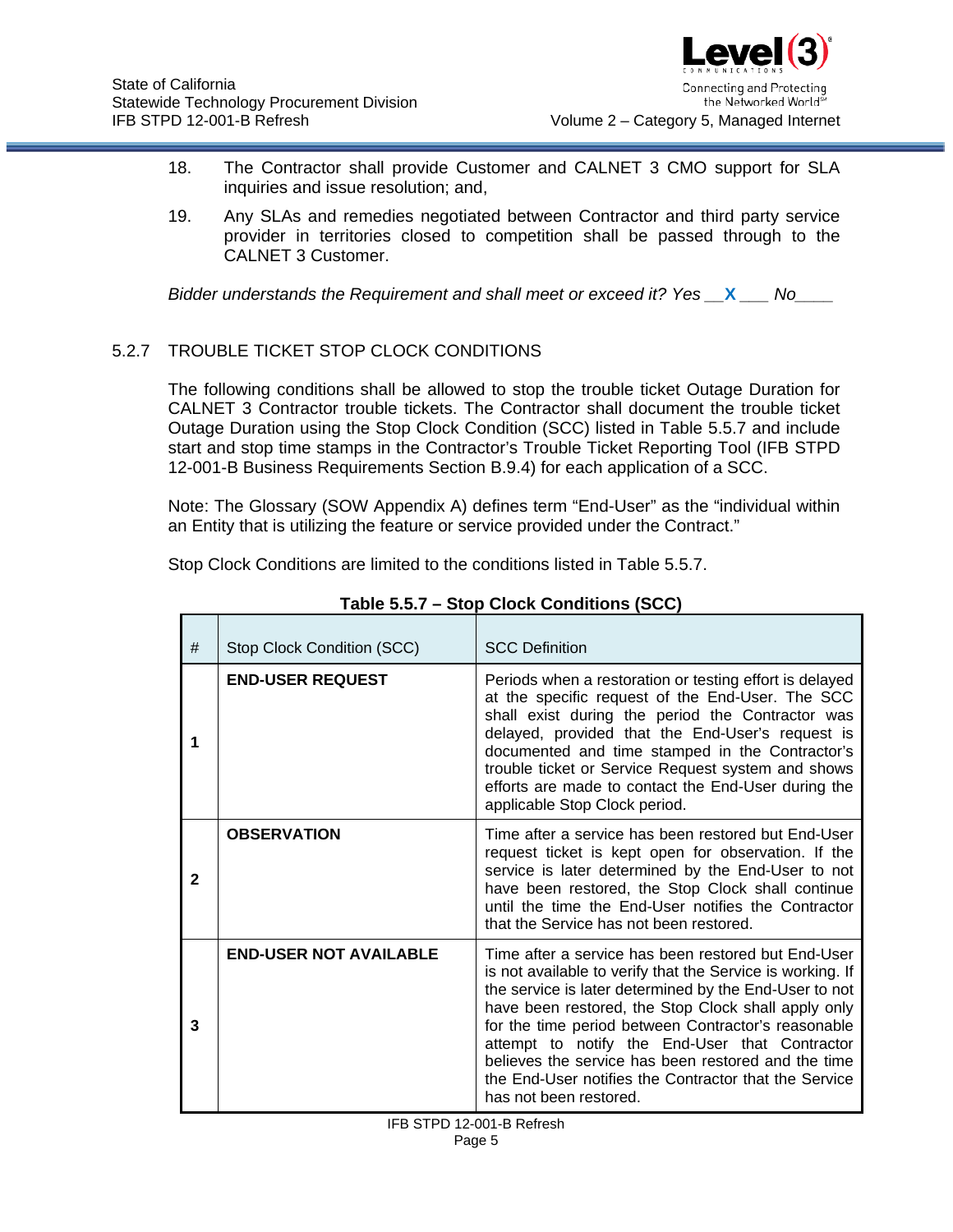18. The Contractor shall provide Customer and CALNET 3 CMO support for SLA inquiries and issue resolution; and,

19. Any SLAs and remedies negotiated between Contractor and third party service provider in territories closed to competition shall be passed through to the CALNET 3 Customer.

*Bidder understands the Requirement and shall meet or exceed it? Yes __X___ No____*

## 5.2.7 TROUBLE TICKET STOP CLOCK CONDITIONS

The following conditions shall be allowed to stop the trouble ticket Outage Duration for CALNET 3 Contractor trouble tickets. The Contractor shall document the trouble ticket Outage Duration using the Stop Clock Condition (SCC) listed in Table 5.5.7 and include start and stop time stamps in the Contractor's Trouble Ticket Reporting Tool (IFB STPD 12-001-B Business Requirements Section B.9.4) for each application of a SCC.

Note: The Glossary (SOW Appendix A) defines term "End-User" as the "individual within an Entity that is utilizing the feature or service provided under the Contract."

Stop Clock Conditions are limited to the conditions listed in Table 5.5.7.

**Table 5.5.7 – Stop Clock Conditions (SCC)**

| # | Stop Clock Condition (SCC) | SCC Definition |
|---|---|---|
| **1** | **END-USER REQUEST** | Periods when a restoration or testing effort is delayed at the specific request of the End-User. The SCC shall exist during the period the Contractor was delayed, provided that the End-User's request is documented and time stamped in the Contractor's trouble ticket or Service Request system and shows efforts are made to contact the End-User during the applicable Stop Clock period. |
| **2** | **OBSERVATION** | Time after a service has been restored but End-User request ticket is kept open for observation. If the service is later determined by the End-User to not have been restored, the Stop Clock shall continue until the time the End-User notifies the Contractor that the Service has not been restored. |
| **3** | **END-USER NOT AVAILABLE** | Time after a service has been restored but End-User is not available to verify that the Service is working. If the service is later determined by the End-User to not have been restored, the Stop Clock shall apply only for the time period between Contractor's reasonable attempt to notify the End-User that Contractor believes the service has been restored and the time the End-User notifies the Contractor that the Service has not been restored. |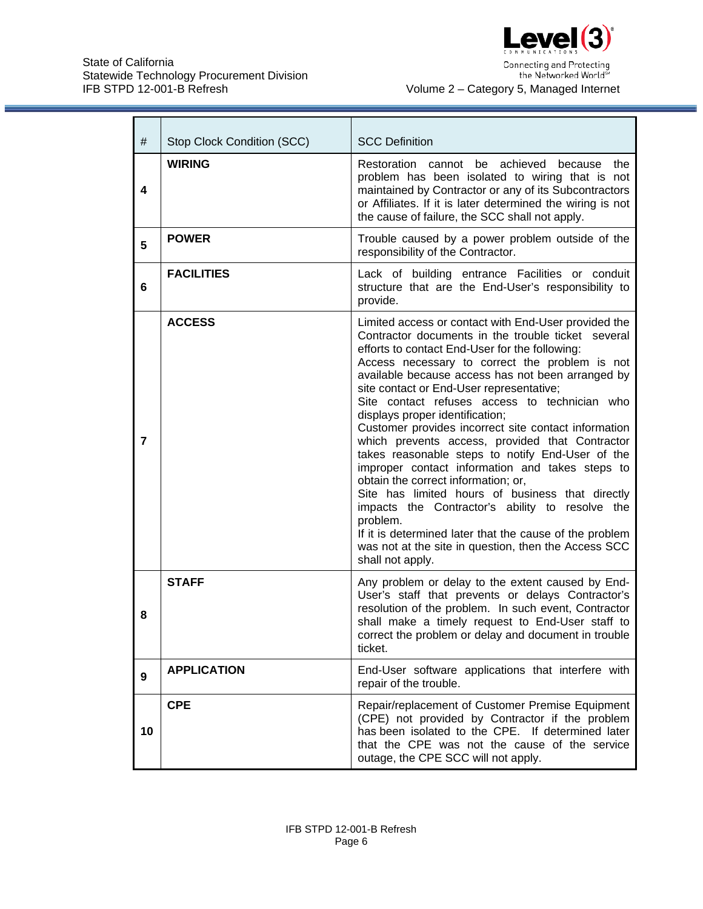| # | Stop Clock Condition (SCC) | SCC Definition |
|---|---|---|
| **4** | **WIRING** | Restoration cannot be achieved because the problem has been isolated to wiring that is not maintained by Contractor or any of its Subcontractors or Affiliates. If it is later determined the wiring is not the cause of failure, the SCC shall not apply. |
| **5** | **POWER** | Trouble caused by a power problem outside of the responsibility of the Contractor. |
| **6** | **FACILITIES** | Lack of building entrance Facilities or conduit structure that are the End-User's responsibility to provide. |
| **7** | **ACCESS** | Limited access or contact with End-User provided the Contractor documents in the trouble ticket several efforts to contact End-User for the following:<br>Access necessary to correct the problem is not available because access has not been arranged by site contact or End-User representative;<br>Site contact refuses access to technician who displays proper identification;<br>Customer provides incorrect site contact information which prevents access, provided that Contractor takes reasonable steps to notify End-User of the improper contact information and takes steps to obtain the correct information; or,<br>Site has limited hours of business that directly impacts the Contractor's ability to resolve the problem.<br>If it is determined later that the cause of the problem was not at the site in question, then the Access SCC shall not apply. |
| **8** | **STAFF** | Any problem or delay to the extent caused by End-User's staff that prevents or delays Contractor's resolution of the problem. In such event, Contractor shall make a timely request to End-User staff to correct the problem or delay and document in trouble ticket. |
| **9** | **APPLICATION** | End-User software applications that interfere with repair of the trouble. |
| **10** | **CPE** | Repair/replacement of Customer Premise Equipment (CPE) not provided by Contractor if the problem has been isolated to the CPE. If determined later that the CPE was not the cause of the service outage, the CPE SCC will not apply. |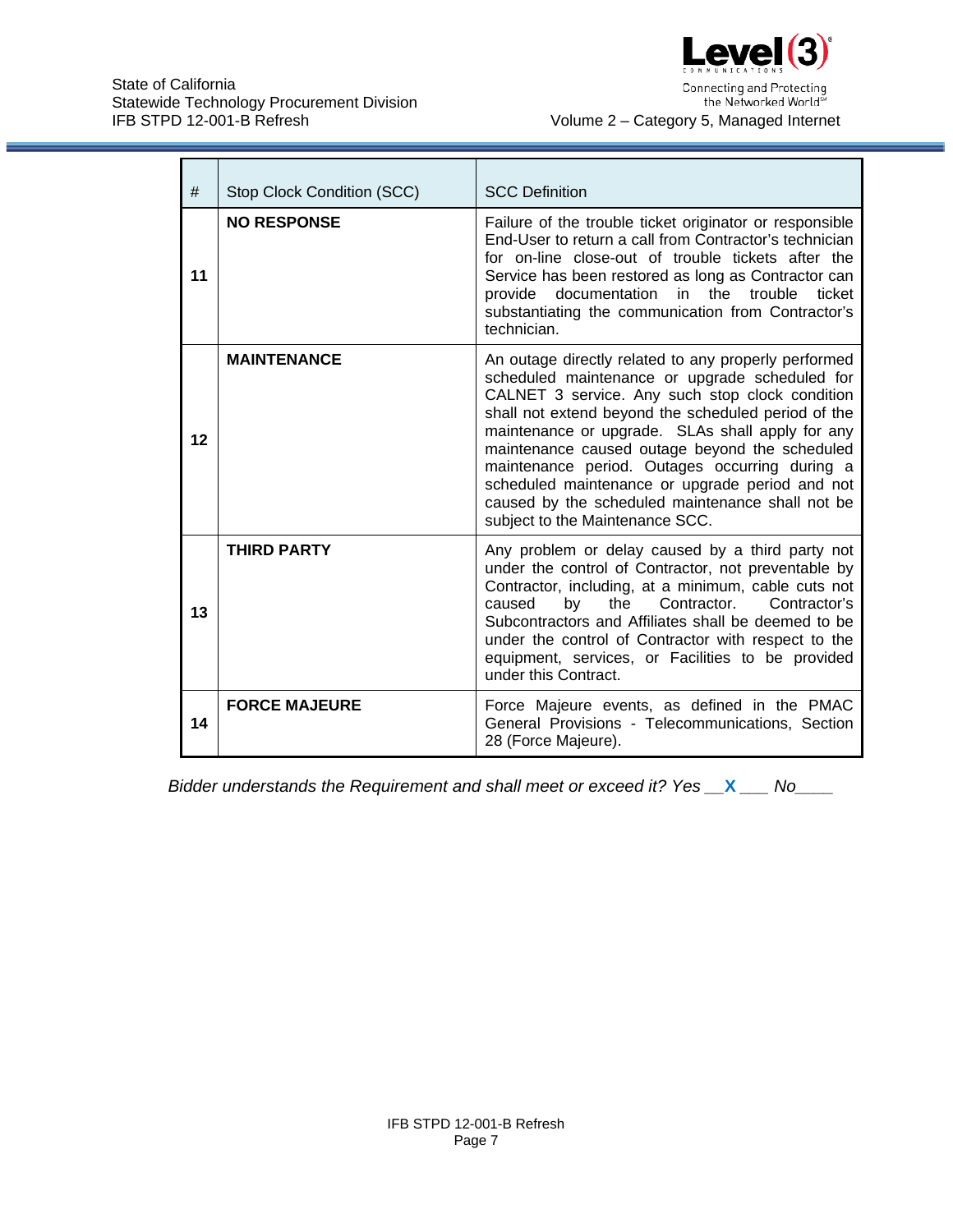| # | Stop Clock Condition (SCC) | SCC Definition |
|---|---|---|
| **11** | **NO RESPONSE** | Failure of the trouble ticket originator or responsible End-User to return a call from Contractor's technician for on-line close-out of trouble tickets after the Service has been restored as long as Contractor can provide documentation in the trouble ticket substantiating the communication from Contractor's technician. |
| **12** | **MAINTENANCE** | An outage directly related to any properly performed scheduled maintenance or upgrade scheduled for CALNET 3 service. Any such stop clock condition shall not extend beyond the scheduled period of the maintenance or upgrade. SLAs shall apply for any maintenance caused outage beyond the scheduled maintenance period. Outages occurring during a scheduled maintenance or upgrade period and not caused by the scheduled maintenance shall not be subject to the Maintenance SCC. |
| **13** | **THIRD PARTY** | Any problem or delay caused by a third party not under the control of Contractor, not preventable by Contractor, including, at a minimum, cable cuts not caused by the Contractor. Contractor's Subcontractors and Affiliates shall be deemed to be under the control of Contractor with respect to the equipment, services, or Facilities to be provided under this Contract. |
| **14** | **FORCE MAJEURE** | Force Majeure events, as defined in the PMAC General Provisions - Telecommunications, Section 28 (Force Majeure). |

*Bidder understands the Requirement and shall meet or exceed it? Yes __**X**___ No____*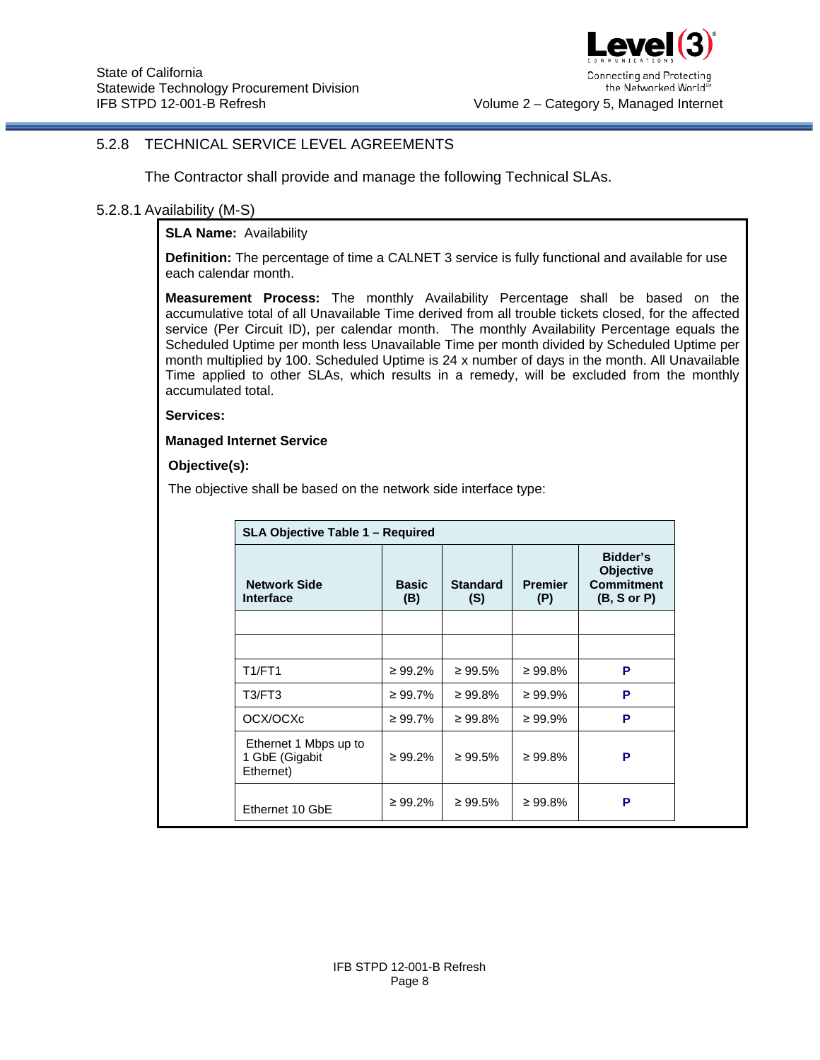## 5.2.8 TECHNICAL SERVICE LEVEL AGREEMENTS

The Contractor shall provide and manage the following Technical SLAs.

### 5.2.8.1 Availability (M-S)

**SLA Name:** Availability

**Definition:** The percentage of time a CALNET 3 service is fully functional and available for use each calendar month.

**Measurement Process:** The monthly Availability Percentage shall be based on the accumulative total of all Unavailable Time derived from all trouble tickets closed, for the affected service (Per Circuit ID), per calendar month. The monthly Availability Percentage equals the Scheduled Uptime per month less Unavailable Time per month divided by Scheduled Uptime per month multiplied by 100. Scheduled Uptime is 24 x number of days in the month. All Unavailable Time applied to other SLAs, which results in a remedy, will be excluded from the monthly accumulated total.

**Services:**

**Managed Internet Service**

**Objective(s):**

The objective shall be based on the network side interface type:

| SLA Objective Table 1 – Required | | | | |
|---|---|---|---|---|
| **Network Side Interface** | **Basic (B)** | **Standard (S)** | **Premier (P)** | **Bidder's Objective Commitment (B, S or P)** |
| | | | | |
| | | | | |
| T1/FT1 | ≥ 99.2% | ≥ 99.5% | ≥ 99.8% | P |
| T3/FT3 | ≥ 99.7% | ≥ 99.8% | ≥ 99.9% | P |
| OCX/OCXc | ≥ 99.7% | ≥ 99.8% | ≥ 99.9% | P |
| Ethernet 1 Mbps up to 1 GbE (Gigabit Ethernet) | ≥ 99.2% | ≥ 99.5% | ≥ 99.8% | P |
| Ethernet 10 GbE | ≥ 99.2% | ≥ 99.5% | ≥ 99.8% | P |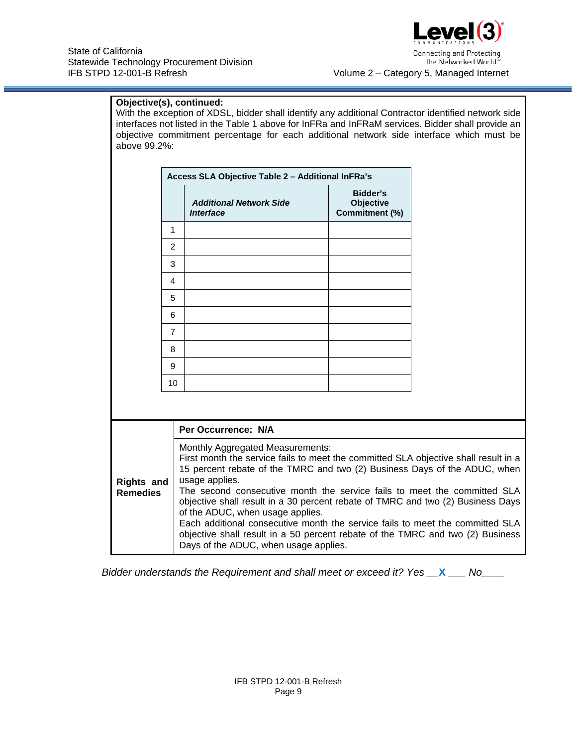**Objective(s), continued:**
With the exception of XDSL, bidder shall identify any additional Contractor identified network side interfaces not listed in the Table 1 above for InFRa and InFRaM services. Bidder shall provide an objective commitment percentage for each additional network side interface which must be above 99.2%:

| Access SLA Objective Table 2 – Additional InFRa's | | |
|---|---|---|
| | ***Additional Network Side Interface*** | **Bidder's Objective Commitment (%)** |
| 1 | | |
| 2 | | |
| 3 | | |
| 4 | | |
| 5 | | |
| 6 | | |
| 7 | | |
| 8 | | |
| 9 | | |
| 10 | | |

| | |
|---|---|
| **Rights and Remedies** | **Per Occurrence: N/A** |
| | Monthly Aggregated Measurements:<br>First month the service fails to meet the committed SLA objective shall result in a 15 percent rebate of the TMRC and two (2) Business Days of the ADUC, when usage applies.<br>The second consecutive month the service fails to meet the committed SLA objective shall result in a 30 percent rebate of TMRC and two (2) Business Days of the ADUC, when usage applies.<br>Each additional consecutive month the service fails to meet the committed SLA objective shall result in a 50 percent rebate of the TMRC and two (2) Business Days of the ADUC, when usage applies. |

*Bidder understands the Requirement and shall meet or exceed it? Yes \_\_**X**\_\_\_ No\_\_\_\_*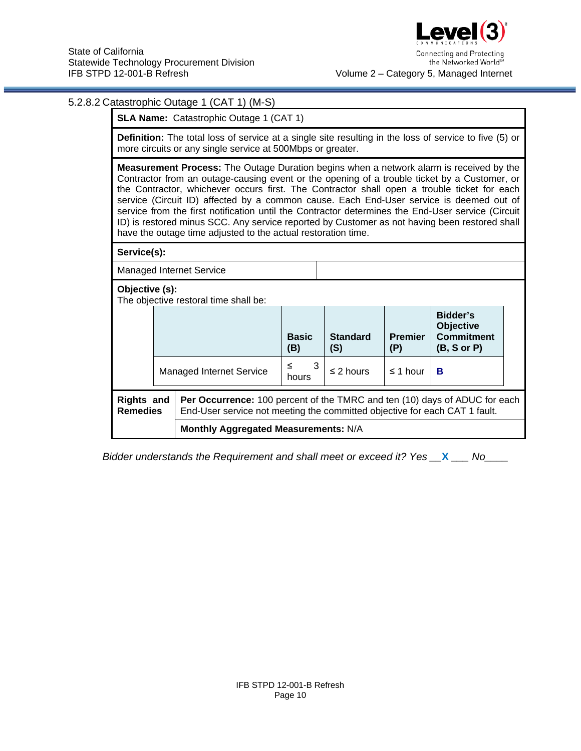### 5.2.8.2 Catastrophic Outage 1 (CAT 1) (M-S)

**SLA Name:** Catastrophic Outage 1 (CAT 1)

**Definition:** The total loss of service at a single site resulting in the loss of service to five (5) or more circuits or any single service at 500Mbps or greater.

**Measurement Process:** The Outage Duration begins when a network alarm is received by the Contractor from an outage-causing event or the opening of a trouble ticket by a Customer, or the Contractor, whichever occurs first. The Contractor shall open a trouble ticket for each service (Circuit ID) affected by a common cause. Each End-User service is deemed out of service from the first notification until the Contractor determines the End-User service (Circuit ID) is restored minus SCC. Any service reported by Customer as not having been restored shall have the outage time adjusted to the actual restoration time.

**Service(s):**

Managed Internet Service

**Objective (s):**
The objective restoral time shall be:

| | Basic (B) | Standard (S) | Premier (P) | Bidder's Objective Commitment (B, S or P) |
|---|---|---|---|---|
| Managed Internet Service | ≤ 3 hours | ≤ 2 hours | ≤ 1 hour | **B** |

| Rights and Remedies | |
|---|---|
| | **Per Occurrence:** 100 percent of the TMRC and ten (10) days of ADUC for each End-User service not meeting the committed objective for each CAT 1 fault. |
| | **Monthly Aggregated Measurements:** N/A |

*Bidder understands the Requirement and shall meet or exceed it? Yes* __**X**___ *No*____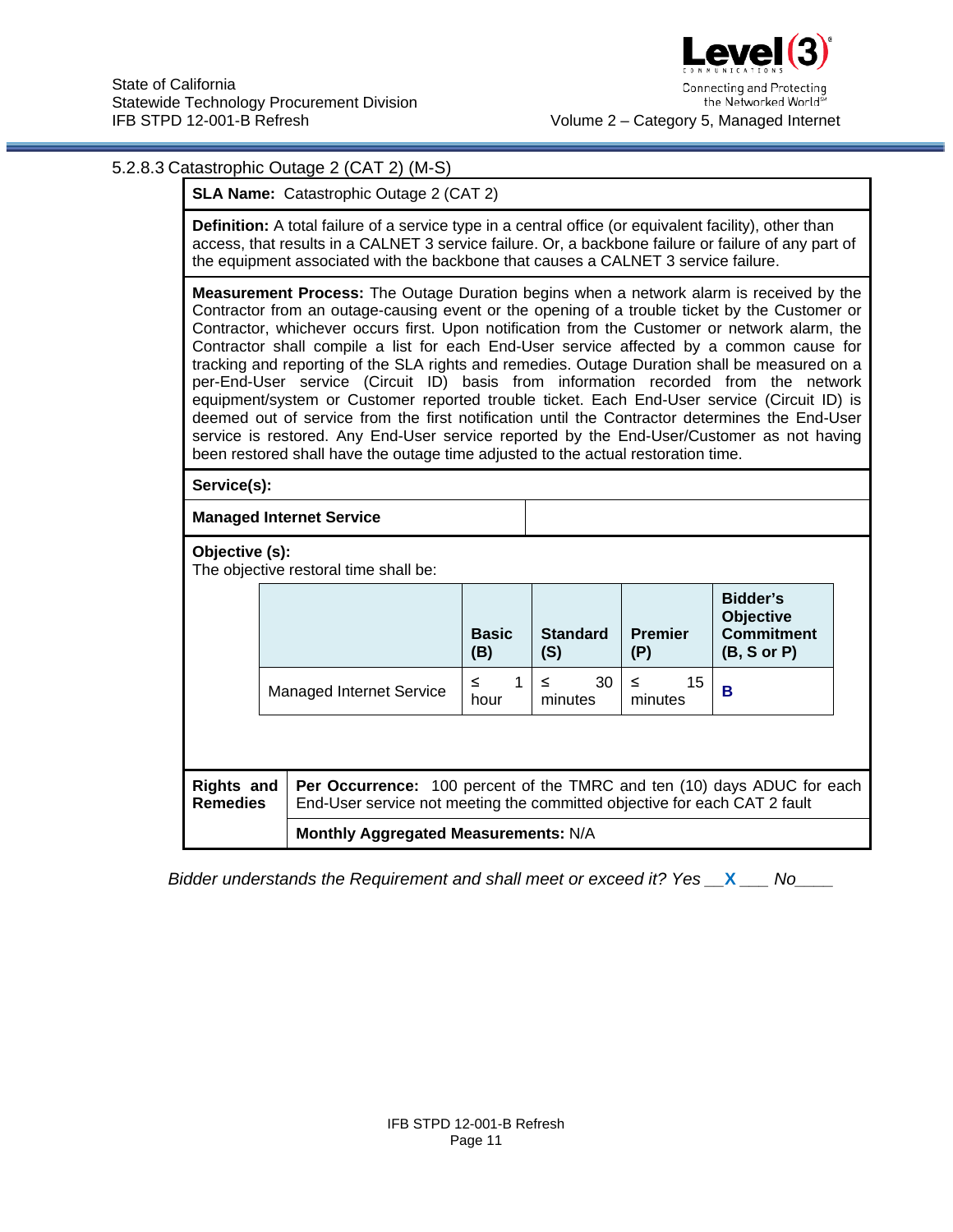### 5.2.8.3 Catastrophic Outage 2 (CAT 2) (M-S)

**SLA Name:** Catastrophic Outage 2 (CAT 2)

**Definition:** A total failure of a service type in a central office (or equivalent facility), other than access, that results in a CALNET 3 service failure. Or, a backbone failure or failure of any part of the equipment associated with the backbone that causes a CALNET 3 service failure.

**Measurement Process:** The Outage Duration begins when a network alarm is received by the Contractor from an outage-causing event or the opening of a trouble ticket by the Customer or Contractor, whichever occurs first. Upon notification from the Customer or network alarm, the Contractor shall compile a list for each End-User service affected by a common cause for tracking and reporting of the SLA rights and remedies. Outage Duration shall be measured on a per-End-User service (Circuit ID) basis from information recorded from the network equipment/system or Customer reported trouble ticket. Each End-User service (Circuit ID) is deemed out of service from the first notification until the Contractor determines the End-User service is restored. Any End-User service reported by the End-User/Customer as not having been restored shall have the outage time adjusted to the actual restoration time.

**Service(s):**

**Managed Internet Service**

**Objective (s):**
The objective restoral time shall be:

| | Basic (B) | Standard (S) | Premier (P) | Bidder's Objective Commitment (B, S or P) |
|---|---|---|---|---|
| Managed Internet Service | ≤ 1 hour | ≤ 30 minutes | ≤ 15 minutes | B |

**Rights and Remedies**

**Per Occurrence:** 100 percent of the TMRC and ten (10) days ADUC for each End-User service not meeting the committed objective for each CAT 2 fault

**Monthly Aggregated Measurements:** N/A

*Bidder understands the Requirement and shall meet or exceed it? Yes __X___ No____*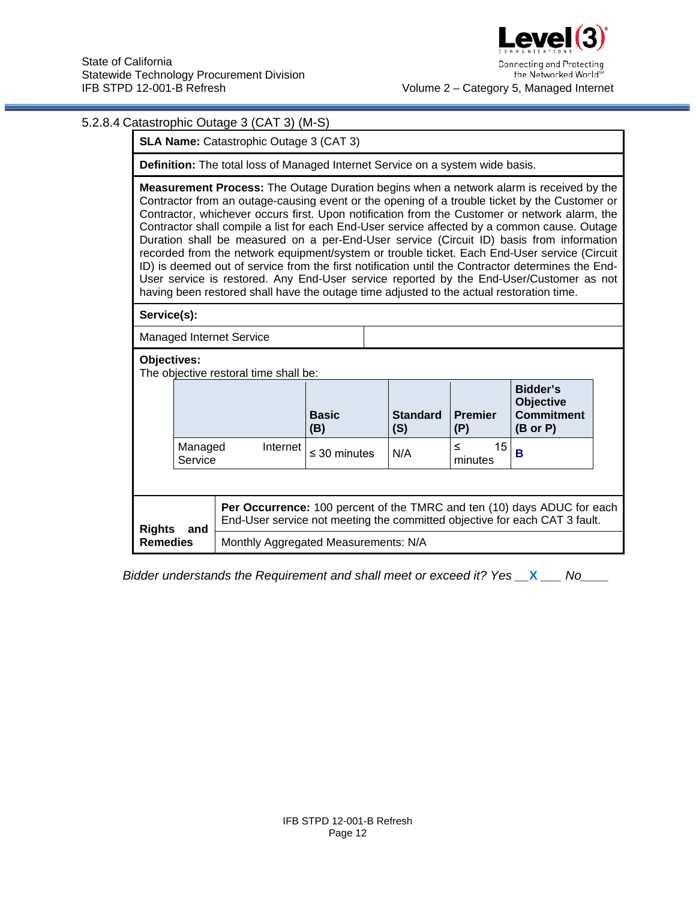5.2.8.4 Catastrophic Outage 3 (CAT 3) (M-S)

**SLA Name:** Catastrophic Outage 3 (CAT 3)

**Definition:** The total loss of Managed Internet Service on a system wide basis.

**Measurement Process:** The Outage Duration begins when a network alarm is received by the Contractor from an outage-causing event or the opening of a trouble ticket by the Customer or Contractor, whichever occurs first. Upon notification from the Customer or network alarm, the Contractor shall compile a list for each End-User service affected by a common cause. Outage Duration shall be measured on a per-End-User service (Circuit ID) basis from information recorded from the network equipment/system or trouble ticket. Each End-User service (Circuit ID) is deemed out of service from the first notification until the Contractor determines the End-User service is restored. Any End-User service reported by the End-User/Customer as not having been restored shall have the outage time adjusted to the actual restoration time.

**Service(s):**

Managed Internet Service

**Objectives:**
The objective restoral time shall be:

| | Basic (B) | Standard (S) | Premier (P) | Bidder's Objective Commitment (B or P) |
|---|---|---|---|---|
| Managed Internet Service | ≤ 30 minutes | N/A | ≤ 15 minutes | B |

| Rights and Remedies | |
|---|---|
| | **Per Occurrence:** 100 percent of the TMRC and ten (10) days ADUC for each End-User service not meeting the committed objective for each CAT 3 fault. |
| | Monthly Aggregated Measurements: N/A |

*Bidder understands the Requirement and shall meet or exceed it? Yes \_\_X\_\_\_ No\_\_\_\_*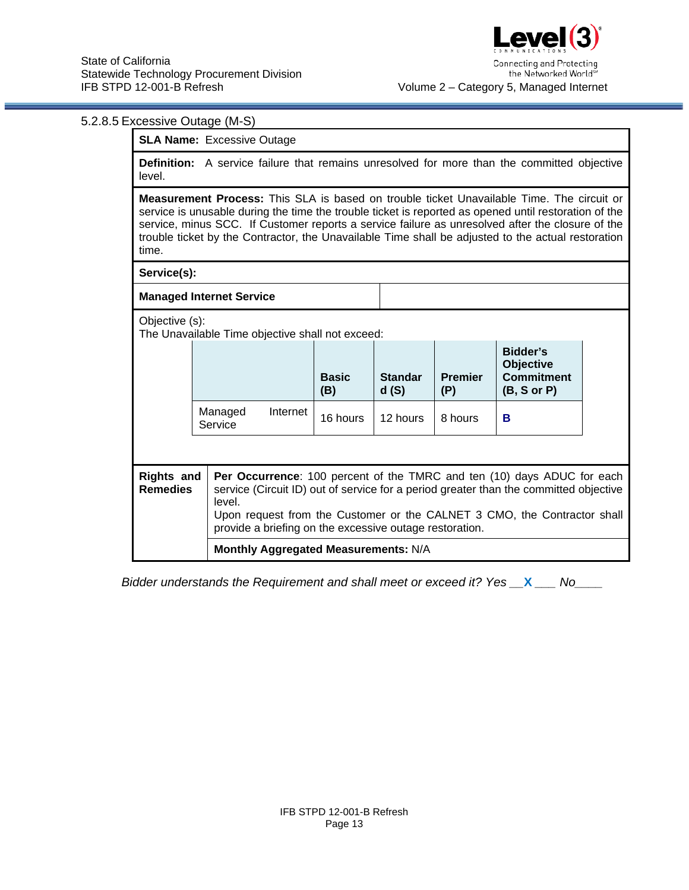### 5.2.8.5 Excessive Outage (M-S)

**SLA Name:** Excessive Outage

**Definition:** A service failure that remains unresolved for more than the committed objective level.

**Measurement Process:** This SLA is based on trouble ticket Unavailable Time. The circuit or service is unusable during the time the trouble ticket is reported as opened until restoration of the service, minus SCC. If Customer reports a service failure as unresolved after the closure of the trouble ticket by the Contractor, the Unavailable Time shall be adjusted to the actual restoration time.

**Service(s):**

**Managed Internet Service**

Objective (s):
The Unavailable Time objective shall not exceed:

| | Basic (B) | Standard (S) | Premier (P) | Bidder's Objective Commitment (B, S or P) |
|---|---|---|---|---|
| Managed Internet Service | 16 hours | 12 hours | 8 hours | **B** |

**Rights and Remedies**

**Per Occurrence**: 100 percent of the TMRC and ten (10) days ADUC for each service (Circuit ID) out of service for a period greater than the committed objective level.
Upon request from the Customer or the CALNET 3 CMO, the Contractor shall provide a briefing on the excessive outage restoration.

**Monthly Aggregated Measurements:** N/A

*Bidder understands the Requirement and shall meet or exceed it? Yes \_\_X\_\_\_ No\_\_\_\_*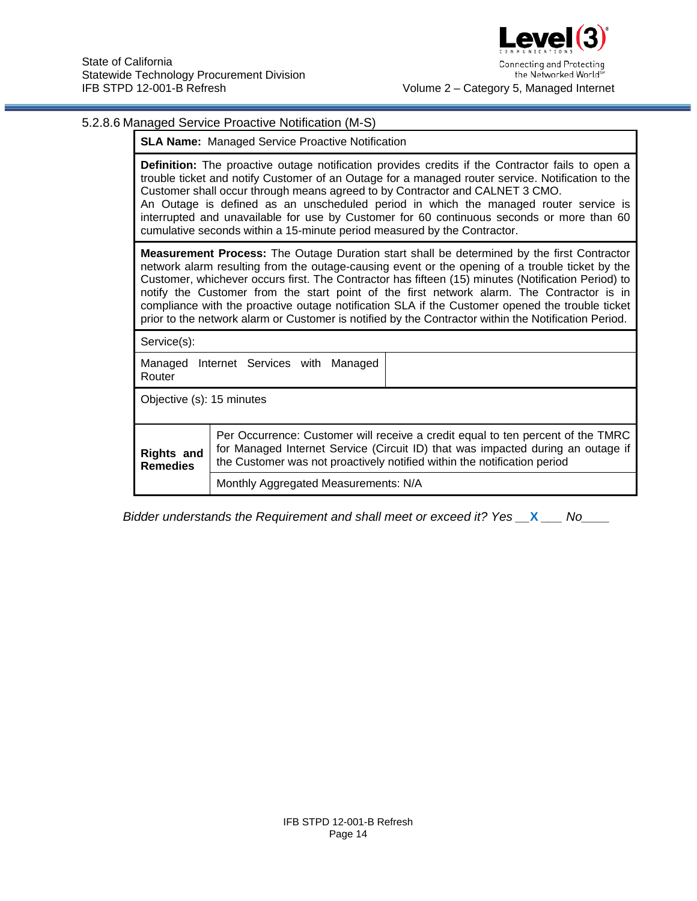### 5.2.8.6 Managed Service Proactive Notification (M-S)

| **SLA Name:** Managed Service Proactive Notification | |
|---|---|
| **Definition:** The proactive outage notification provides credits if the Contractor fails to open a trouble ticket and notify Customer of an Outage for a managed router service. Notification to the Customer shall occur through means agreed to by Contractor and CALNET 3 CMO.<br>An Outage is defined as an unscheduled period in which the managed router service is interrupted and unavailable for use by Customer for 60 continuous seconds or more than 60 cumulative seconds within a 15-minute period measured by the Contractor. | |
| **Measurement Process:** The Outage Duration start shall be determined by the first Contractor network alarm resulting from the outage-causing event or the opening of a trouble ticket by the Customer, whichever occurs first. The Contractor has fifteen (15) minutes (Notification Period) to notify the Customer from the start point of the first network alarm. The Contractor is in compliance with the proactive outage notification SLA if the Customer opened the trouble ticket prior to the network alarm or Customer is notified by the Contractor within the Notification Period. | |
| Service(s): | |
| Managed Internet Services with Managed Router | |
| Objective (s): 15 minutes | |
| **Rights and Remedies** | Per Occurrence: Customer will receive a credit equal to ten percent of the TMRC for Managed Internet Service (Circuit ID) that was impacted during an outage if the Customer was not proactively notified within the notification period |
| | Monthly Aggregated Measurements: N/A |

*Bidder understands the Requirement and shall meet or exceed it? Yes __X___ No____*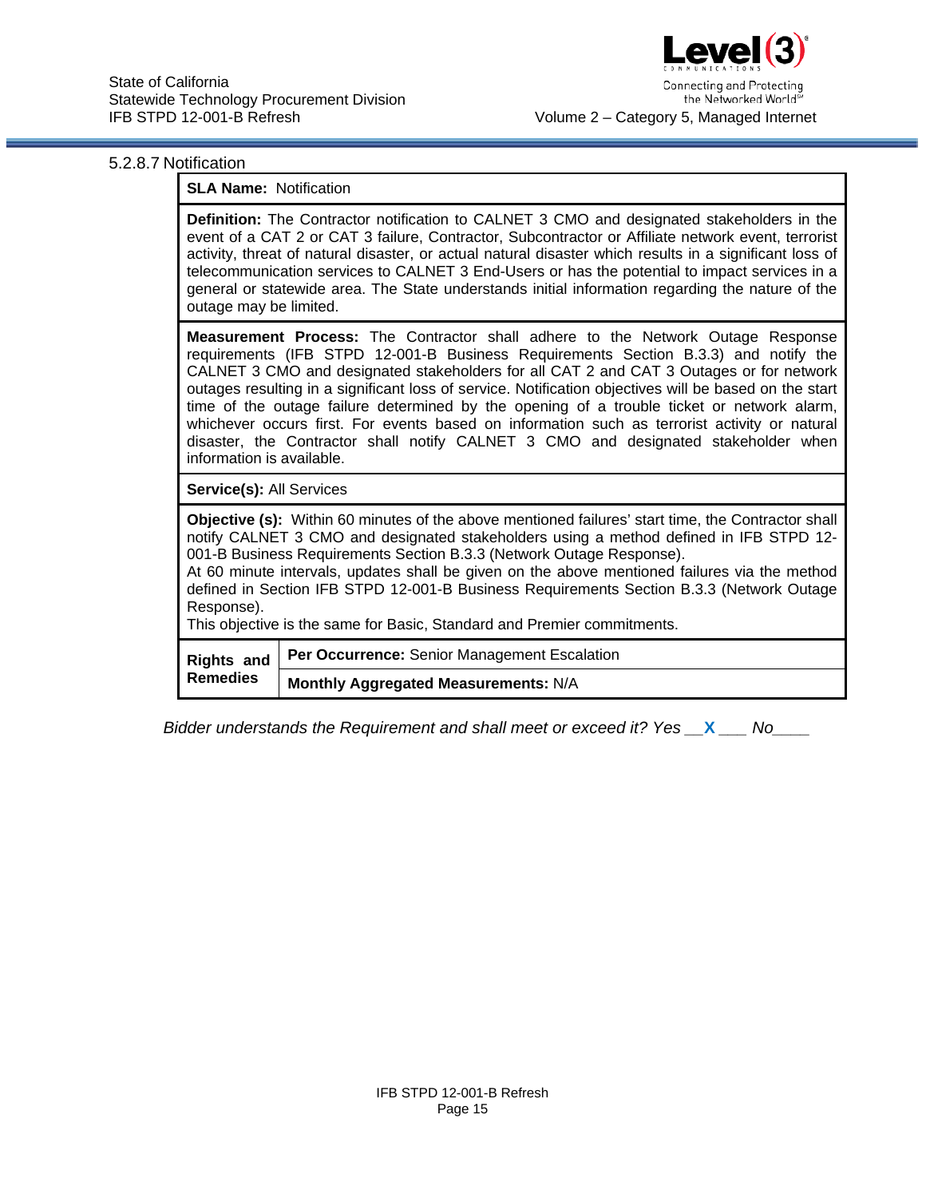5.2.8.7 Notification

| **SLA Name:** Notification | |
|---|---|
| **Definition:** The Contractor notification to CALNET 3 CMO and designated stakeholders in the event of a CAT 2 or CAT 3 failure, Contractor, Subcontractor or Affiliate network event, terrorist activity, threat of natural disaster, or actual natural disaster which results in a significant loss of telecommunication services to CALNET 3 End-Users or has the potential to impact services in a general or statewide area. The State understands initial information regarding the nature of the outage may be limited. | |
| **Measurement Process:** The Contractor shall adhere to the Network Outage Response requirements (IFB STPD 12-001-B Business Requirements Section B.3.3) and notify the CALNET 3 CMO and designated stakeholders for all CAT 2 and CAT 3 Outages or for network outages resulting in a significant loss of service. Notification objectives will be based on the start time of the outage failure determined by the opening of a trouble ticket or network alarm, whichever occurs first. For events based on information such as terrorist activity or natural disaster, the Contractor shall notify CALNET 3 CMO and designated stakeholder when information is available. | |
| **Service(s):** All Services | |
| **Objective (s):** Within 60 minutes of the above mentioned failures' start time, the Contractor shall notify CALNET 3 CMO and designated stakeholders using a method defined in IFB STPD 12-001-B Business Requirements Section B.3.3 (Network Outage Response).<br>At 60 minute intervals, updates shall be given on the above mentioned failures via the method defined in Section IFB STPD 12-001-B Business Requirements Section B.3.3 (Network Outage Response).<br>This objective is the same for Basic, Standard and Premier commitments. | |
| **Rights and Remedies** | **Per Occurrence:** Senior Management Escalation |
| | **Monthly Aggregated Measurements:** N/A |

*Bidder understands the Requirement and shall meet or exceed it? Yes \_\_X\_\_\_ No\_\_\_\_*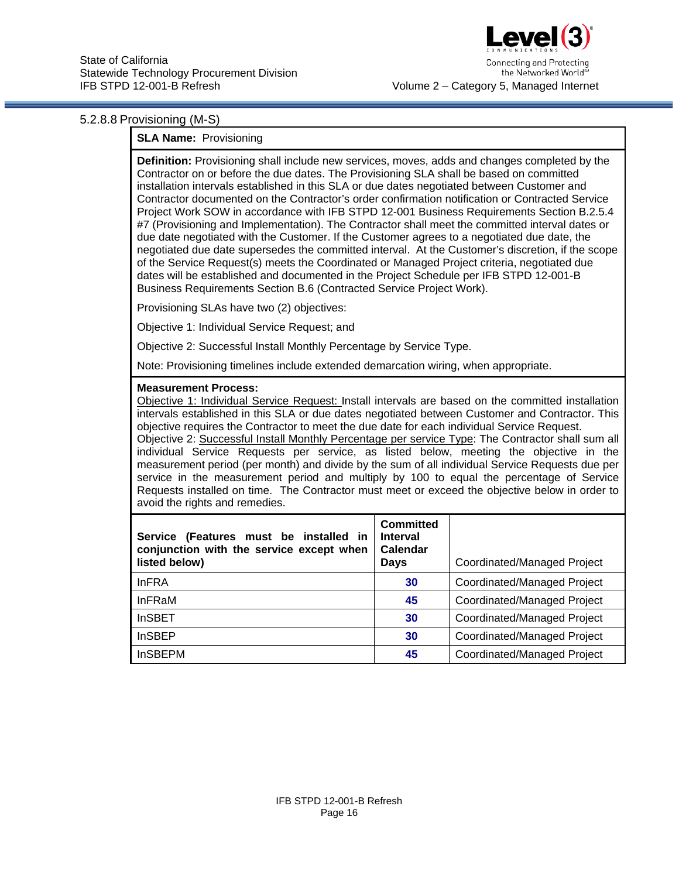#### 5.2.8.8 Provisioning (M-S)

**SLA Name:** Provisioning

**Definition:** Provisioning shall include new services, moves, adds and changes completed by the Contractor on or before the due dates. The Provisioning SLA shall be based on committed installation intervals established in this SLA or due dates negotiated between Customer and Contractor documented on the Contractor's order confirmation notification or Contracted Service Project Work SOW in accordance with IFB STPD 12-001 Business Requirements Section B.2.5.4 #7 (Provisioning and Implementation). The Contractor shall meet the committed interval dates or due date negotiated with the Customer. If the Customer agrees to a negotiated due date, the negotiated due date supersedes the committed interval. At the Customer's discretion, if the scope of the Service Request(s) meets the Coordinated or Managed Project criteria, negotiated due dates will be established and documented in the Project Schedule per IFB STPD 12-001-B Business Requirements Section B.6 (Contracted Service Project Work).

Provisioning SLAs have two (2) objectives:

Objective 1: Individual Service Request; and

Objective 2: Successful Install Monthly Percentage by Service Type.

Note: Provisioning timelines include extended demarcation wiring, when appropriate.

**Measurement Process:**
Objective 1: Individual Service Request: Install intervals are based on the committed installation intervals established in this SLA or due dates negotiated between Customer and Contractor. This objective requires the Contractor to meet the due date for each individual Service Request.
Objective 2: Successful Install Monthly Percentage per service Type: The Contractor shall sum all individual Service Requests per service, as listed below, meeting the objective in the measurement period (per month) and divide by the sum of all individual Service Requests due per service in the measurement period and multiply by 100 to equal the percentage of Service Requests installed on time. The Contractor must meet or exceed the objective below in order to avoid the rights and remedies.

| Service (Features must be installed in conjunction with the service except when listed below) | Committed Interval Calendar Days | Coordinated/Managed Project |
|---|---|---|
| InFRA | 30 | Coordinated/Managed Project |
| InFRaM | 45 | Coordinated/Managed Project |
| InSBET | 30 | Coordinated/Managed Project |
| InSBEP | 30 | Coordinated/Managed Project |
| InSBEPM | 45 | Coordinated/Managed Project |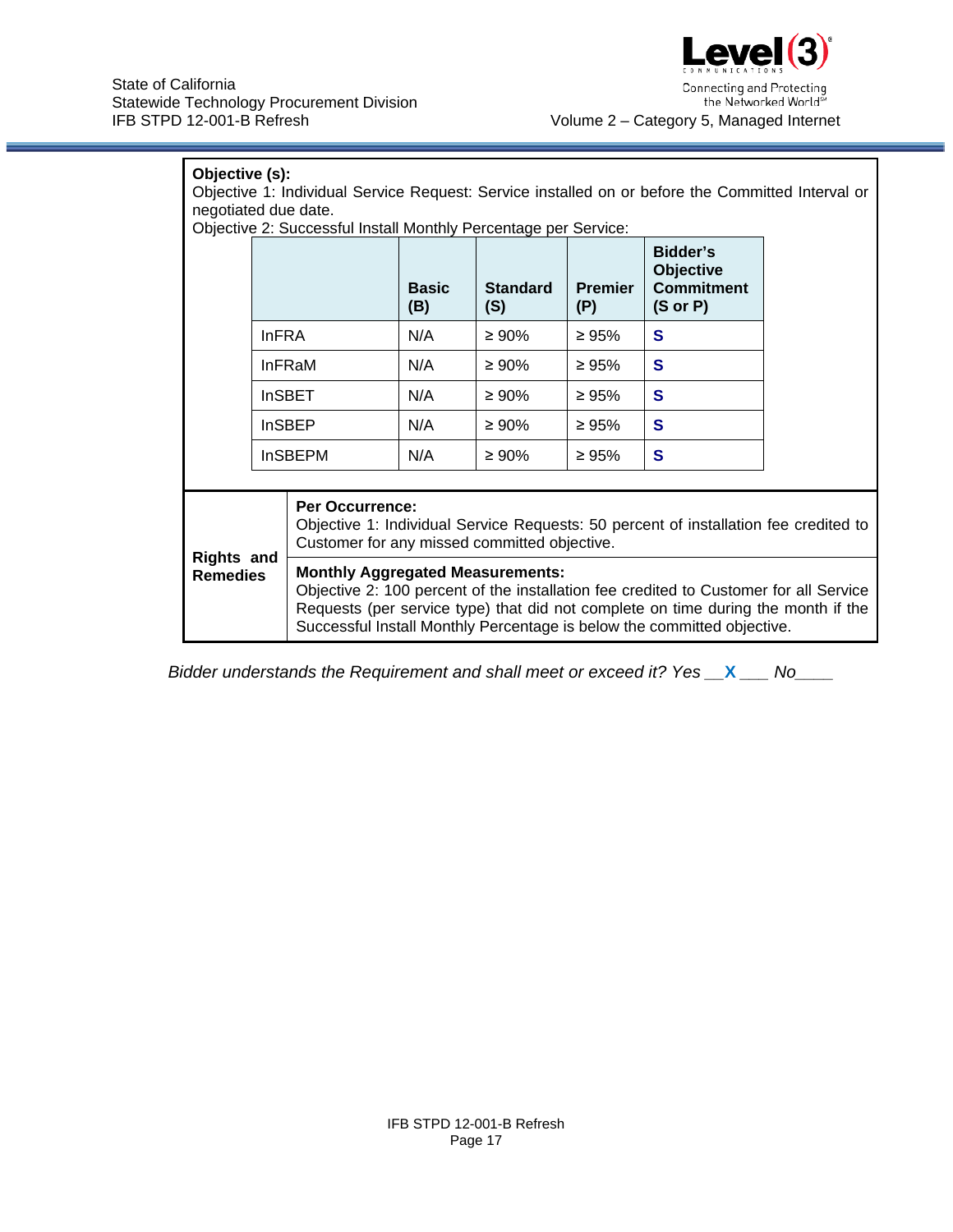**Objective (s):**

Objective 1: Individual Service Request: Service installed on or before the Committed Interval or negotiated due date.

Objective 2: Successful Install Monthly Percentage per Service:

| | Basic (B) | Standard (S) | Premier (P) | Bidder's Objective Commitment (S or P) |
|---|---|---|---|---|
| InFRA | N/A | ≥ 90% | ≥ 95% | **S** |
| InFRaM | N/A | ≥ 90% | ≥ 95% | **S** |
| InSBET | N/A | ≥ 90% | ≥ 95% | **S** |
| InSBEP | N/A | ≥ 90% | ≥ 95% | **S** |
| InSBEPM | N/A | ≥ 90% | ≥ 95% | **S** |

| **Rights and Remedies** | |
|---|---|
| | **Per Occurrence:** Objective 1: Individual Service Requests: 50 percent of installation fee credited to Customer for any missed committed objective. |
| | **Monthly Aggregated Measurements:** Objective 2: 100 percent of the installation fee credited to Customer for all Service Requests (per service type) that did not complete on time during the month if the Successful Install Monthly Percentage is below the committed objective. |

*Bidder understands the Requirement and shall meet or exceed it? Yes \_\_**X**\_\_\_ No\_\_\_\_*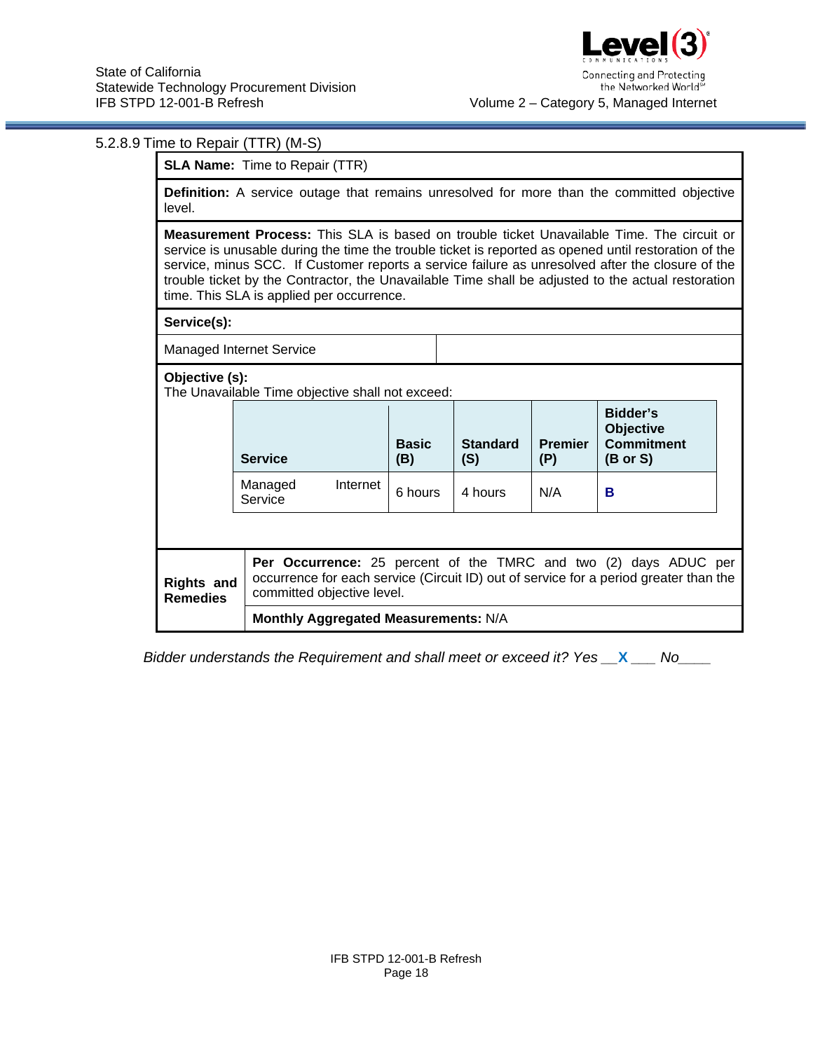### 5.2.8.9 Time to Repair (TTR) (M-S)

**SLA Name:** Time to Repair (TTR)

**Definition:** A service outage that remains unresolved for more than the committed objective level.

**Measurement Process:** This SLA is based on trouble ticket Unavailable Time. The circuit or service is unusable during the time the trouble ticket is reported as opened until restoration of the service, minus SCC. If Customer reports a service failure as unresolved after the closure of the trouble ticket by the Contractor, the Unavailable Time shall be adjusted to the actual restoration time. This SLA is applied per occurrence.

**Service(s):**

Managed Internet Service

**Objective (s):**
The Unavailable Time objective shall not exceed:

| Service | Basic (B) | Standard (S) | Premier (P) | Bidder's Objective Commitment (B or S) |
|---|---|---|---|---|
| Managed Internet Service | 6 hours | 4 hours | N/A | **B** |

**Rights and Remedies**

**Per Occurrence:** 25 percent of the TMRC and two (2) days ADUC per occurrence for each service (Circuit ID) out of service for a period greater than the committed objective level.

**Monthly Aggregated Measurements:** N/A

*Bidder understands the Requirement and shall meet or exceed it? Yes \_\_**X**\_\_\_ No\_\_\_\_*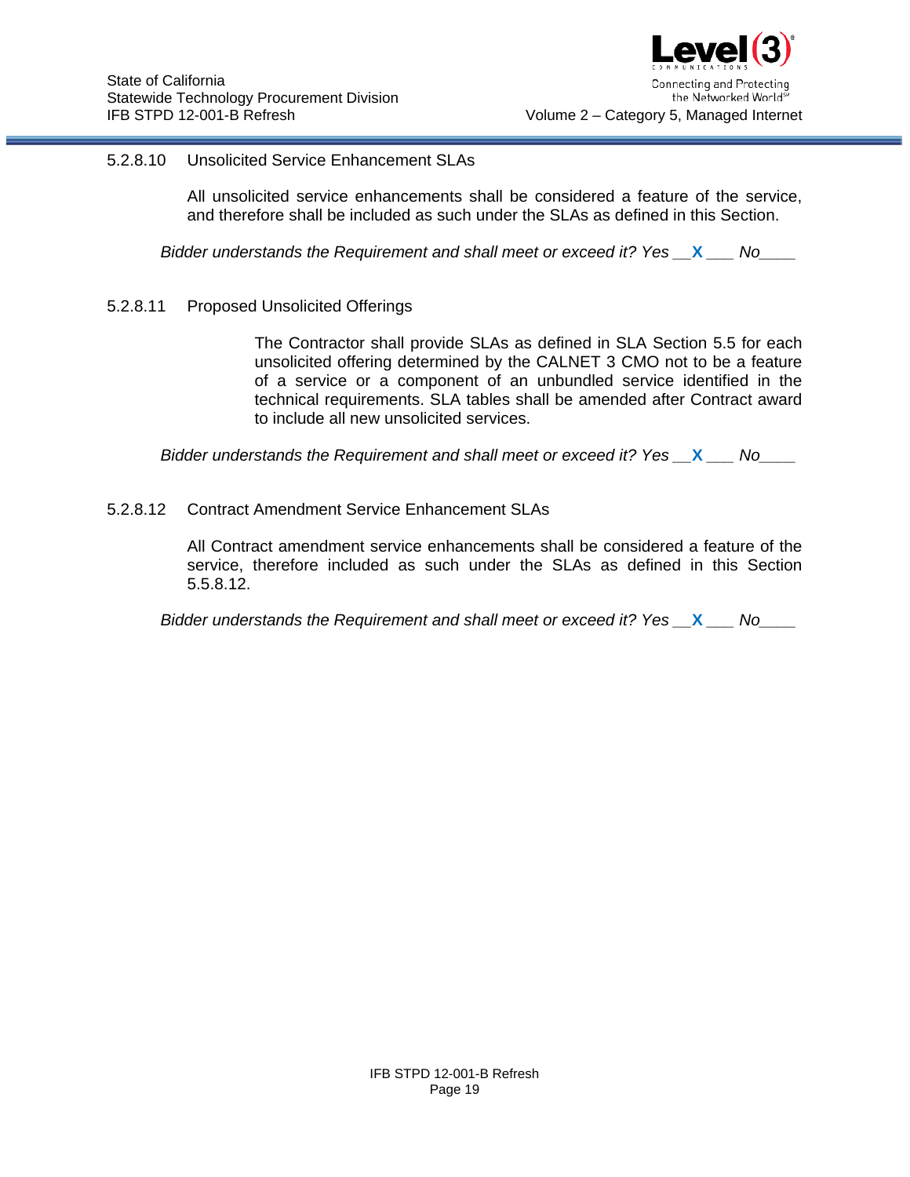### 5.2.8.10 Unsolicited Service Enhancement SLAs

All unsolicited service enhancements shall be considered a feature of the service, and therefore shall be included as such under the SLAs as defined in this Section.

*Bidder understands the Requirement and shall meet or exceed it? Yes __X___ No____*

### 5.2.8.11 Proposed Unsolicited Offerings

The Contractor shall provide SLAs as defined in SLA Section 5.5 for each unsolicited offering determined by the CALNET 3 CMO not to be a feature of a service or a component of an unbundled service identified in the technical requirements. SLA tables shall be amended after Contract award to include all new unsolicited services.

*Bidder understands the Requirement and shall meet or exceed it? Yes __X___ No____*

### 5.2.8.12 Contract Amendment Service Enhancement SLAs

All Contract amendment service enhancements shall be considered a feature of the service, therefore included as such under the SLAs as defined in this Section 5.5.8.12.

*Bidder understands the Requirement and shall meet or exceed it? Yes __X___ No____*